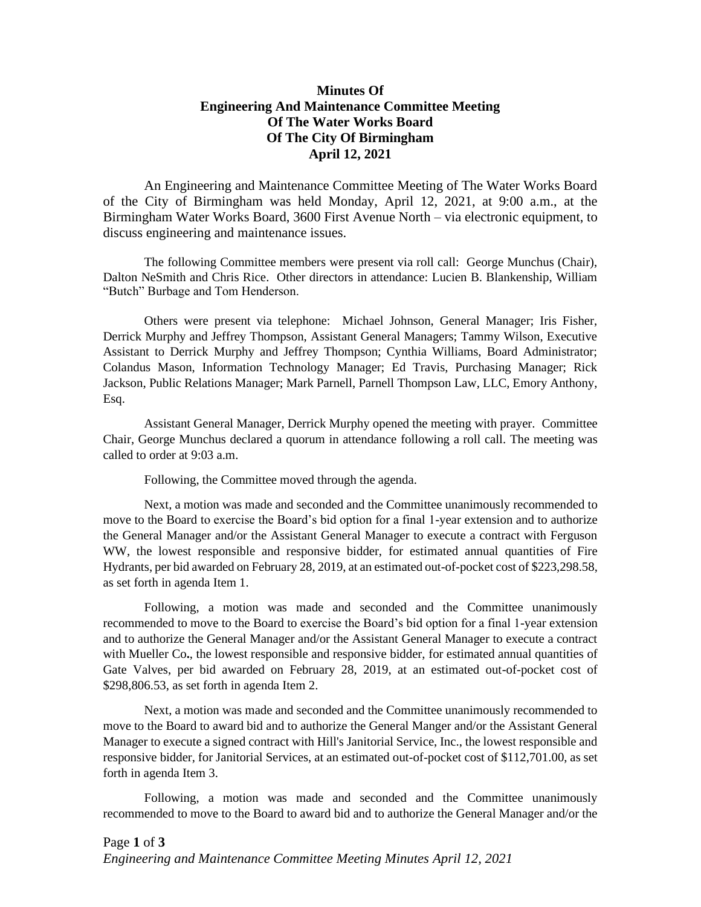# Minutes Of Engineering And Maintenance Committee Meeting Of The Water Works Board Of The City Of Birmingham April 12, 2021

An Engineering and Maintenance Committee Meeting of The Water Works Board of the City of Birmingham was held Monday, April 12, 2021, at 9:00 a.m., at the Birmingham Water Works Board, 3600 First Avenue North – via electronic equipment, to discuss engineering and maintenance issues.

The following Committee members were present via roll call: George Munchus (Chair), Dalton NeSmith and Chris Rice. Other directors in attendance: Lucien B. Blankenship, William "Butch" Burbage and Tom Henderson.

Others were present via telephone: Michael Johnson, General Manager; Iris Fisher, Derrick Murphy and Jeffrey Thompson, Assistant General Managers; Tammy Wilson, Executive Assistant to Derrick Murphy and Jeffrey Thompson; Cynthia Williams, Board Administrator; Colandus Mason, Information Technology Manager; Ed Travis, Purchasing Manager; Rick Jackson, Public Relations Manager; Mark Parnell, Parnell Thompson Law, LLC, Emory Anthony, Esq.

Assistant General Manager, Derrick Murphy opened the meeting with prayer. Committee Chair, George Munchus declared a quorum in attendance following a roll call. The meeting was called to order at 9:03 a.m.

Following, the Committee moved through the agenda.

Next, a motion was made and seconded and the Committee unanimously recommended to move to the Board to exercise the Board's bid option for a final 1-year extension and to authorize the General Manager and/or the Assistant General Manager to execute a contract with Ferguson WW, the lowest responsible and responsive bidder, for estimated annual quantities of Fire Hydrants, per bid awarded on February 28, 2019, at an estimated out-of-pocket cost of $223,298.58, as set forth in agenda Item 1.

Following, a motion was made and seconded and the Committee unanimously recommended to move to the Board to exercise the Board's bid option for a final 1-year extension and to authorize the General Manager and/or the Assistant General Manager to execute a contract with Mueller Co**.**, the lowest responsible and responsive bidder, for estimated annual quantities of Gate Valves, per bid awarded on February 28, 2019, at an estimated out-of-pocket cost of $298,806.53, as set forth in agenda Item 2.

Next, a motion was made and seconded and the Committee unanimously recommended to move to the Board to award bid and to authorize the General Manger and/or the Assistant General Manager to execute a signed contract with Hill's Janitorial Service, Inc., the lowest responsible and responsive bidder, for Janitorial Services, at an estimated out-of-pocket cost of $112,701.00, as set forth in agenda Item 3.

Following, a motion was made and seconded and the Committee unanimously recommended to move to the Board to award bid and to authorize the General Manager and/or the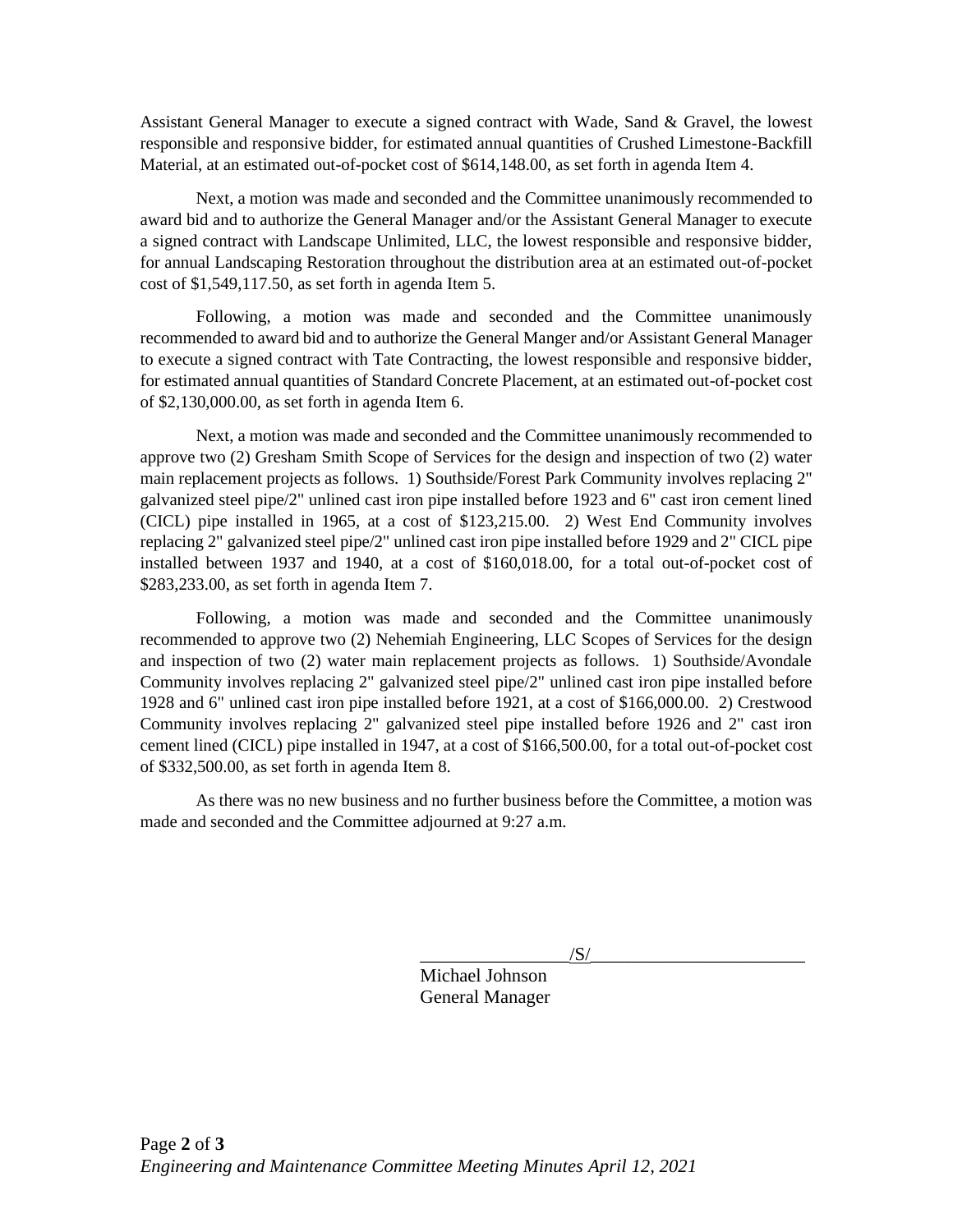Assistant General Manager to execute a signed contract with Wade, Sand & Gravel, the lowest responsible and responsive bidder, for estimated annual quantities of Crushed Limestone-Backfill Material, at an estimated out-of-pocket cost of $614,148.00, as set forth in agenda Item 4.

Next, a motion was made and seconded and the Committee unanimously recommended to award bid and to authorize the General Manager and/or the Assistant General Manager to execute a signed contract with Landscape Unlimited, LLC, the lowest responsible and responsive bidder, for annual Landscaping Restoration throughout the distribution area at an estimated out-of-pocket cost of $1,549,117.50, as set forth in agenda Item 5.

Following, a motion was made and seconded and the Committee unanimously recommended to award bid and to authorize the General Manger and/or Assistant General Manager to execute a signed contract with Tate Contracting, the lowest responsible and responsive bidder, for estimated annual quantities of Standard Concrete Placement, at an estimated out-of-pocket cost of $2,130,000.00, as set forth in agenda Item 6.

Next, a motion was made and seconded and the Committee unanimously recommended to approve two (2) Gresham Smith Scope of Services for the design and inspection of two (2) water main replacement projects as follows. 1) Southside/Forest Park Community involves replacing 2" galvanized steel pipe/2" unlined cast iron pipe installed before 1923 and 6" cast iron cement lined (CICL) pipe installed in 1965, at a cost of $123,215.00. 2) West End Community involves replacing 2" galvanized steel pipe/2" unlined cast iron pipe installed before 1929 and 2" CICL pipe installed between 1937 and 1940, at a cost of $160,018.00, for a total out-of-pocket cost of $283,233.00, as set forth in agenda Item 7.

Following, a motion was made and seconded and the Committee unanimously recommended to approve two (2) Nehemiah Engineering, LLC Scopes of Services for the design and inspection of two (2) water main replacement projects as follows. 1) Southside/Avondale Community involves replacing 2" galvanized steel pipe/2" unlined cast iron pipe installed before 1928 and 6" unlined cast iron pipe installed before 1921, at a cost of $166,000.00. 2) Crestwood Community involves replacing 2" galvanized steel pipe installed before 1926 and 2" cast iron cement lined (CICL) pipe installed in 1947, at a cost of $166,500.00, for a total out-of-pocket cost of $332,500.00, as set forth in agenda Item 8.

As there was no new business and no further business before the Committee, a motion was made and seconded and the Committee adjourned at 9:27 a.m.

_______________/S/______________________

Michael Johnson
General Manager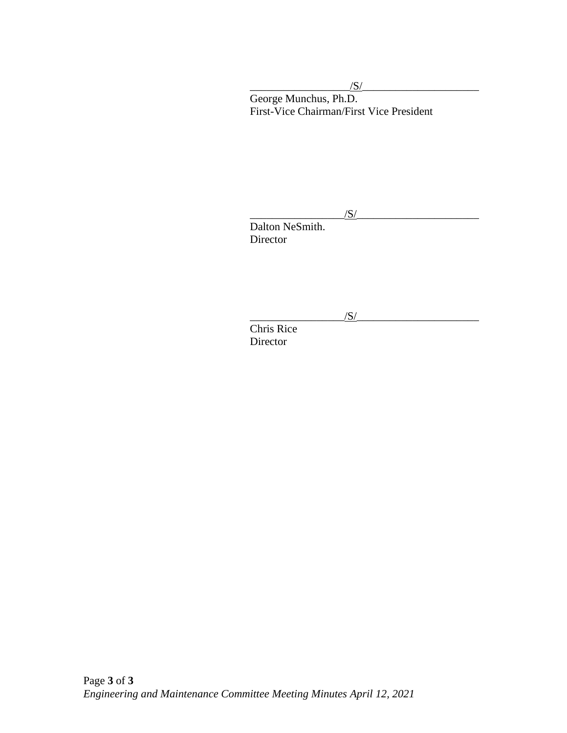\_\_\_\_\_\_\_\_\_\_\_\_\_\_\_\_\_\_/S/\_\_\_\_\_\_\_\_\_\_\_\_\_\_\_\_\_\_\_\_\_\_

George Munchus, Ph.D.
First-Vice Chairman/First Vice President

\_\_\_\_\_\_\_\_\_\_\_\_\_\_\_\_\_/S/\_\_\_\_\_\_\_\_\_\_\_\_\_\_\_\_\_\_\_\_\_\_

Dalton NeSmith.
Director

\_\_\_\_\_\_\_\_\_\_\_\_\_\_\_\_\_/S/\_\_\_\_\_\_\_\_\_\_\_\_\_\_\_\_\_\_\_\_\_\_

Chris Rice
Director